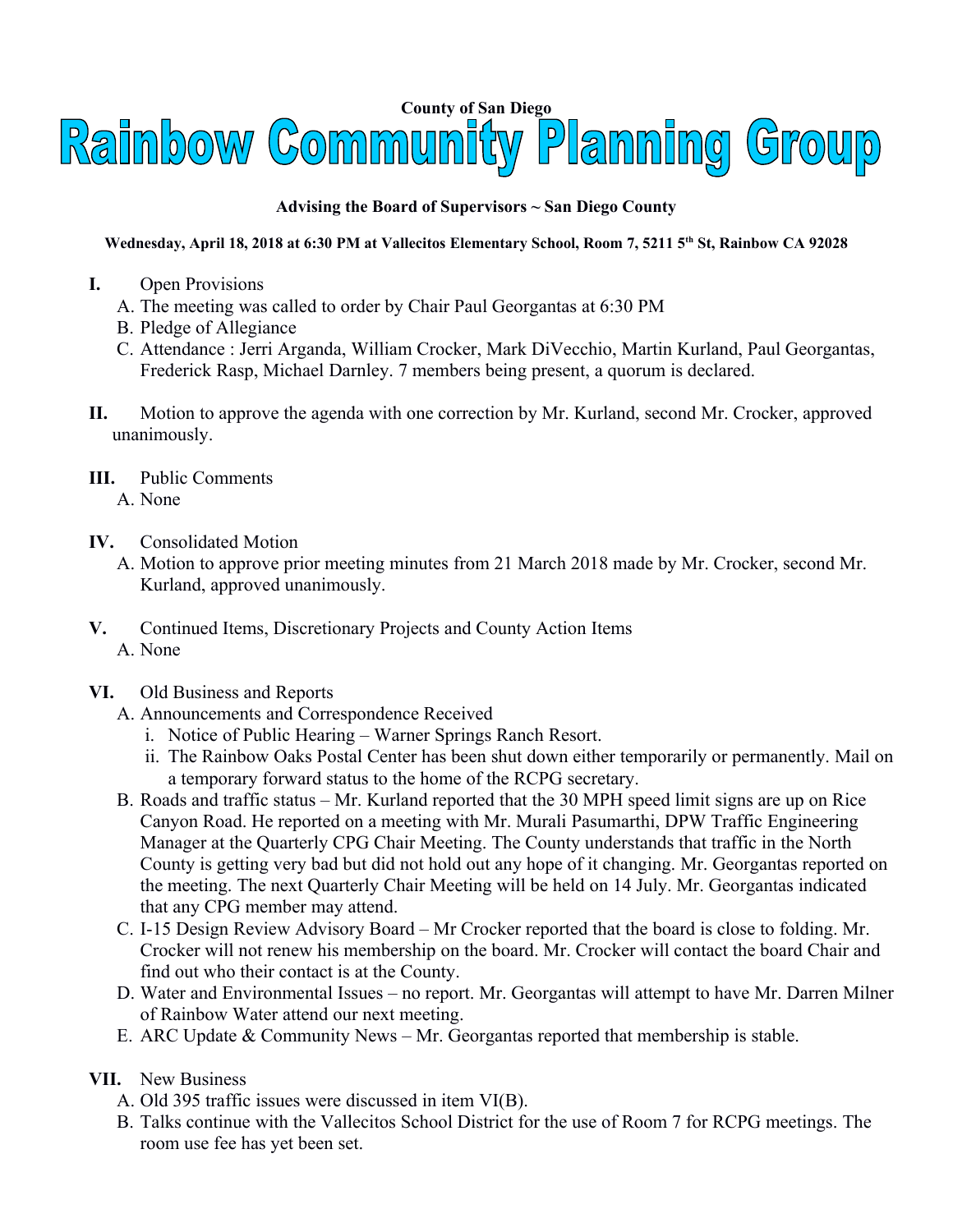**County of San Diego**

# Rainbow Community Planning Group

**Advising the Board of Supervisors ~ San Diego County**

**Wednesday, April 18, 2018 at 6:30 PM at Vallecitos Elementary School, Room 7, 5211 5th St, Rainbow CA 92028**

**I.** Open Provisions

A. The meeting was called to order by Chair Paul Georgantas at 6:30 PM

B. Pledge of Allegiance

C. Attendance : Jerri Arganda, William Crocker, Mark DiVecchio, Martin Kurland, Paul Georgantas, Frederick Rasp, Michael Darnley. 7 members being present, a quorum is declared.

**II.** Motion to approve the agenda with one correction by Mr. Kurland, second Mr. Crocker, approved unanimously.

**III.** Public Comments

A. None

**IV.** Consolidated Motion

A. Motion to approve prior meeting minutes from 21 March 2018 made by Mr. Crocker, second Mr. Kurland, approved unanimously.

**V.** Continued Items, Discretionary Projects and County Action Items

A. None

**VI.** Old Business and Reports

A. Announcements and Correspondence Received

i. Notice of Public Hearing – Warner Springs Ranch Resort.

ii. The Rainbow Oaks Postal Center has been shut down either temporarily or permanently. Mail on a temporary forward status to the home of the RCPG secretary.

B. Roads and traffic status – Mr. Kurland reported that the 30 MPH speed limit signs are up on Rice Canyon Road. He reported on a meeting with Mr. Murali Pasumarthi, DPW Traffic Engineering Manager at the Quarterly CPG Chair Meeting. The County understands that traffic in the North County is getting very bad but did not hold out any hope of it changing. Mr. Georgantas reported on the meeting. The next Quarterly Chair Meeting will be held on 14 July. Mr. Georgantas indicated that any CPG member may attend.

C. I-15 Design Review Advisory Board – Mr Crocker reported that the board is close to folding. Mr. Crocker will not renew his membership on the board. Mr. Crocker will contact the board Chair and find out who their contact is at the County.

D. Water and Environmental Issues – no report. Mr. Georgantas will attempt to have Mr. Darren Milner of Rainbow Water attend our next meeting.

E. ARC Update & Community News – Mr. Georgantas reported that membership is stable.

**VII.** New Business

A. Old 395 traffic issues were discussed in item VI(B).

B. Talks continue with the Vallecitos School District for the use of Room 7 for RCPG meetings. The room use fee has yet been set.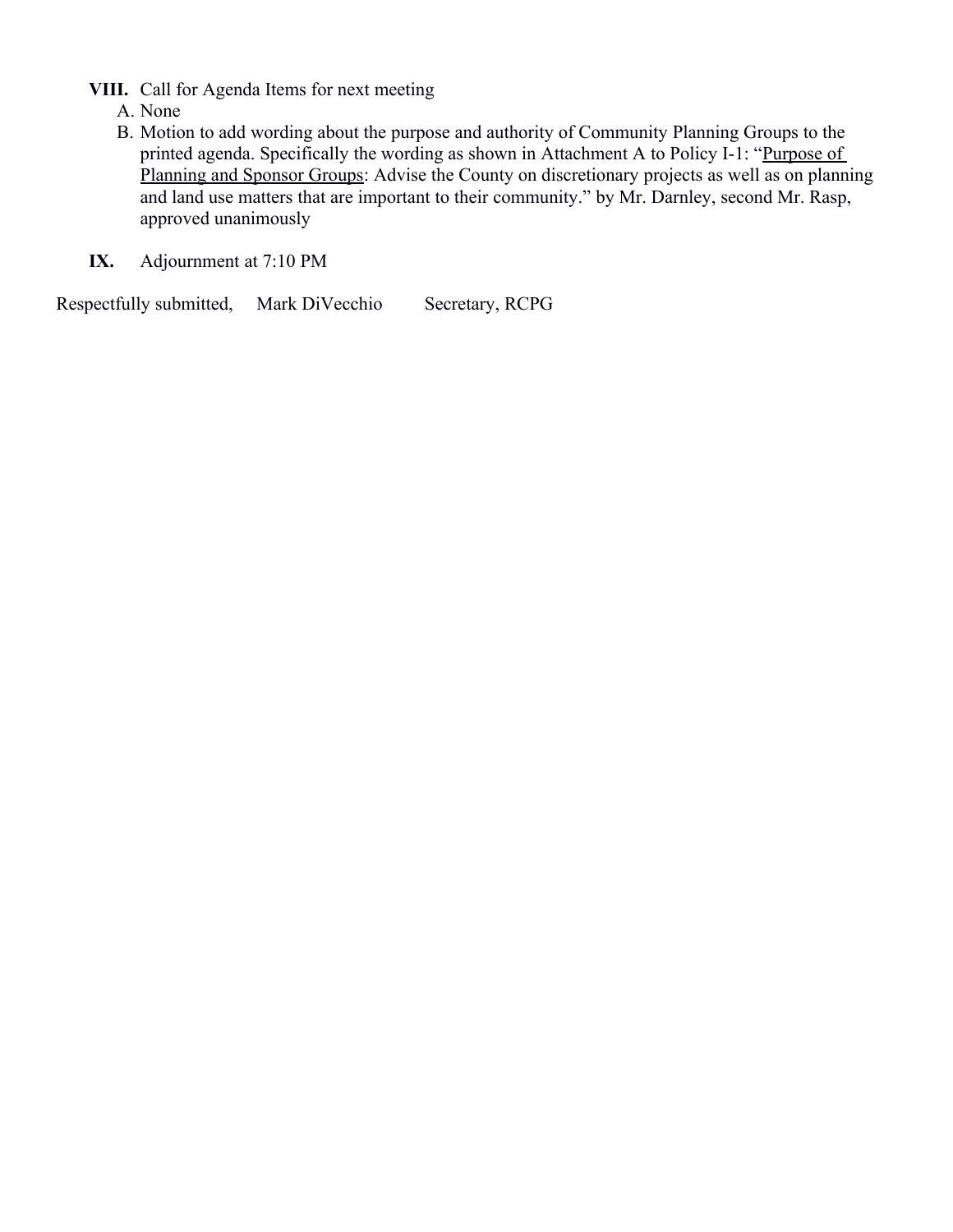**VIII.** Call for Agenda Items for next meeting

A. None

B. Motion to add wording about the purpose and authority of Community Planning Groups to the printed agenda. Specifically the wording as shown in Attachment A to Policy I-1: "<u>Purpose of Planning and Sponsor Groups</u>: Advise the County on discretionary projects as well as on planning and land use matters that are important to their community." by Mr. Darnley, second Mr. Rasp, approved unanimously

**IX.** Adjournment at 7:10 PM

Respectfully submitted, Mark DiVecchio Secretary, RCPG